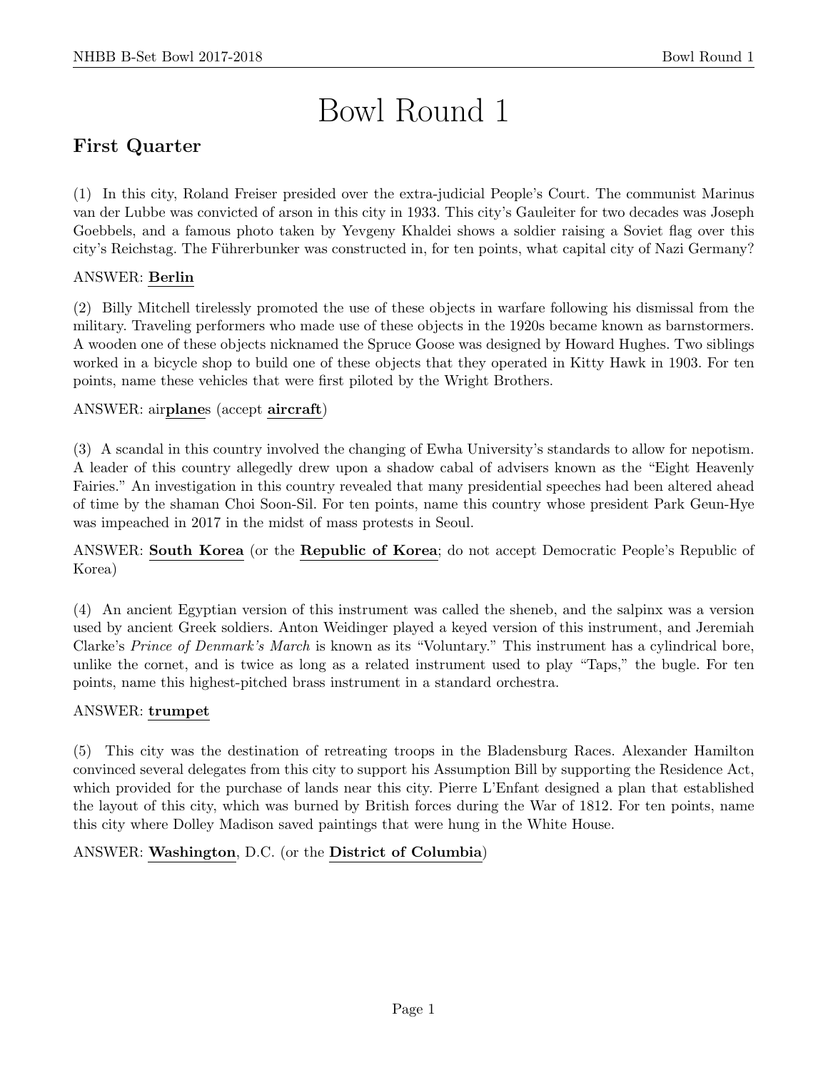# Bowl Round 1

## First Quarter

(1) In this city, Roland Freiser presided over the extra-judicial People's Court. The communist Marinus van der Lubbe was convicted of arson in this city in 1933. This city's Gauleiter for two decades was Joseph Goebbels, and a famous photo taken by Yevgeny Khaldei shows a soldier raising a Soviet flag over this city's Reichstag. The Führerbunker was constructed in, for ten points, what capital city of Nazi Germany?

ANSWER: **Berlin**

(2) Billy Mitchell tirelessly promoted the use of these objects in warfare following his dismissal from the military. Traveling performers who made use of these objects in the 1920s became known as barnstormers. A wooden one of these objects nicknamed the Spruce Goose was designed by Howard Hughes. Two siblings worked in a bicycle shop to build one of these objects that they operated in Kitty Hawk in 1903. For ten points, name these vehicles that were first piloted by the Wright Brothers.

ANSWER: air**plane**s (accept **aircraft**)

(3) A scandal in this country involved the changing of Ewha University's standards to allow for nepotism. A leader of this country allegedly drew upon a shadow cabal of advisers known as the "Eight Heavenly Fairies." An investigation in this country revealed that many presidential speeches had been altered ahead of time by the shaman Choi Soon-Sil. For ten points, name this country whose president Park Geun-Hye was impeached in 2017 in the midst of mass protests in Seoul.

ANSWER: **South Korea** (or the **Republic of Korea**; do not accept Democratic People's Republic of Korea)

(4) An ancient Egyptian version of this instrument was called the sheneb, and the salpinx was a version used by ancient Greek soldiers. Anton Weidinger played a keyed version of this instrument, and Jeremiah Clarke's *Prince of Denmark's March* is known as its "Voluntary." This instrument has a cylindrical bore, unlike the cornet, and is twice as long as a related instrument used to play "Taps," the bugle. For ten points, name this highest-pitched brass instrument in a standard orchestra.

ANSWER: **trumpet**

(5) This city was the destination of retreating troops in the Bladensburg Races. Alexander Hamilton convinced several delegates from this city to support his Assumption Bill by supporting the Residence Act, which provided for the purchase of lands near this city. Pierre L'Enfant designed a plan that established the layout of this city, which was burned by British forces during the War of 1812. For ten points, name this city where Dolley Madison saved paintings that were hung in the White House.

ANSWER: **Washington**, D.C. (or the **District of Columbia**)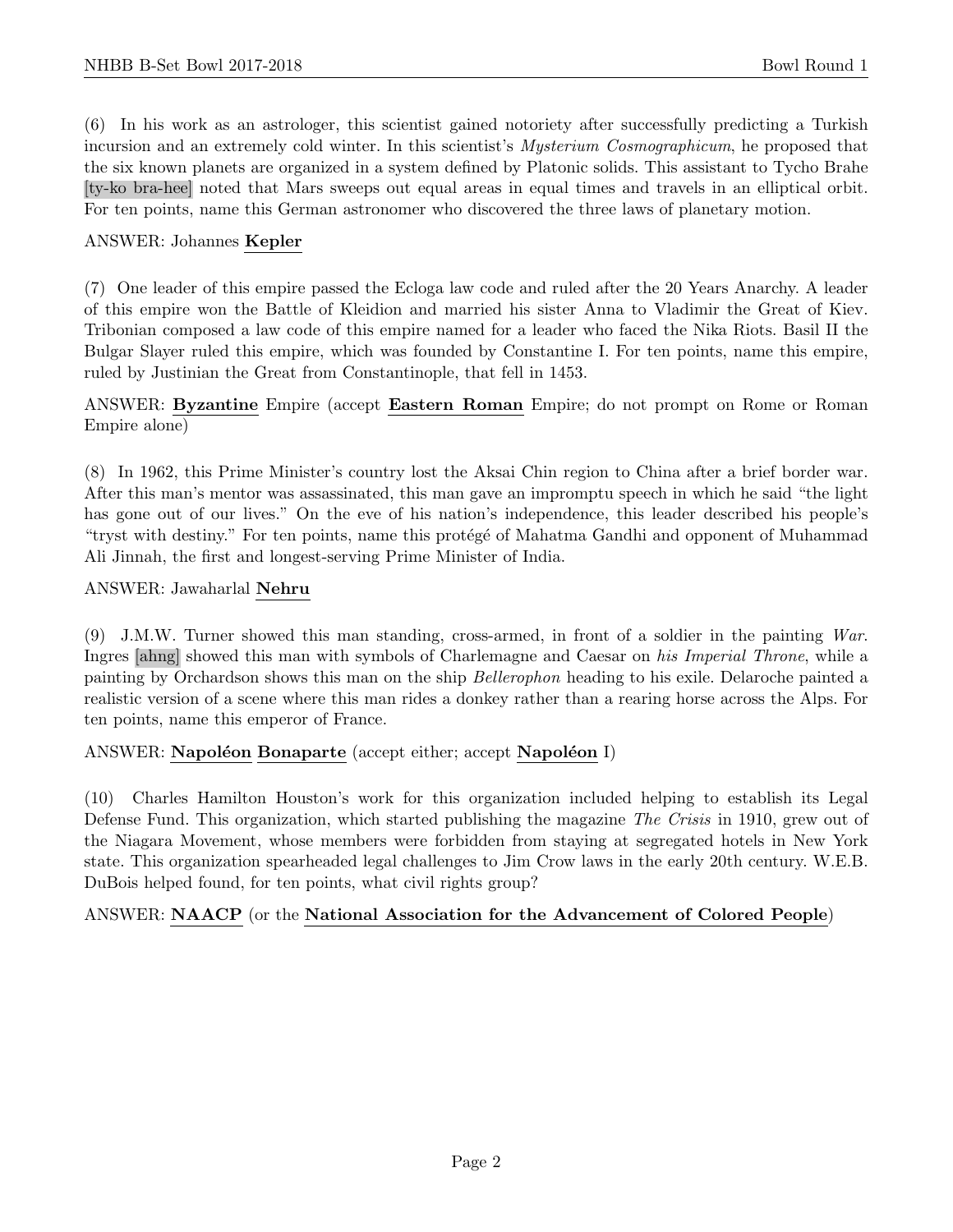(6) In his work as an astrologer, this scientist gained notoriety after successfully predicting a Turkish incursion and an extremely cold winter. In this scientist's *Mysterium Cosmographicum*, he proposed that the six known planets are organized in a system defined by Platonic solids. This assistant to Tycho Brahe [ty-ko bra-hee] noted that Mars sweeps out equal areas in equal times and travels in an elliptical orbit. For ten points, name this German astronomer who discovered the three laws of planetary motion.

ANSWER: Johannes **Kepler**

(7) One leader of this empire passed the Ecloga law code and ruled after the 20 Years Anarchy. A leader of this empire won the Battle of Kleidion and married his sister Anna to Vladimir the Great of Kiev. Tribonian composed a law code of this empire named for a leader who faced the Nika Riots. Basil II the Bulgar Slayer ruled this empire, which was founded by Constantine I. For ten points, name this empire, ruled by Justinian the Great from Constantinople, that fell in 1453.

ANSWER: **Byzantine** Empire (accept **Eastern Roman** Empire; do not prompt on Rome or Roman Empire alone)

(8) In 1962, this Prime Minister's country lost the Aksai Chin region to China after a brief border war. After this man's mentor was assassinated, this man gave an impromptu speech in which he said "the light has gone out of our lives." On the eve of his nation's independence, this leader described his people's "tryst with destiny." For ten points, name this protégé of Mahatma Gandhi and opponent of Muhammad Ali Jinnah, the first and longest-serving Prime Minister of India.

ANSWER: Jawaharlal **Nehru**

(9) J.M.W. Turner showed this man standing, cross-armed, in front of a soldier in the painting *War*. Ingres [ahng] showed this man with symbols of Charlemagne and Caesar on *his Imperial Throne*, while a painting by Orchardson shows this man on the ship *Bellerophon* heading to his exile. Delaroche painted a realistic version of a scene where this man rides a donkey rather than a rearing horse across the Alps. For ten points, name this emperor of France.

ANSWER: **Napoléon** **Bonaparte** (accept either; accept **Napoléon** I)

(10) Charles Hamilton Houston's work for this organization included helping to establish its Legal Defense Fund. This organization, which started publishing the magazine *The Crisis* in 1910, grew out of the Niagara Movement, whose members were forbidden from staying at segregated hotels in New York state. This organization spearheaded legal challenges to Jim Crow laws in the early 20th century. W.E.B. DuBois helped found, for ten points, what civil rights group?

ANSWER: **NAACP** (or the **National Association for the Advancement of Colored People**)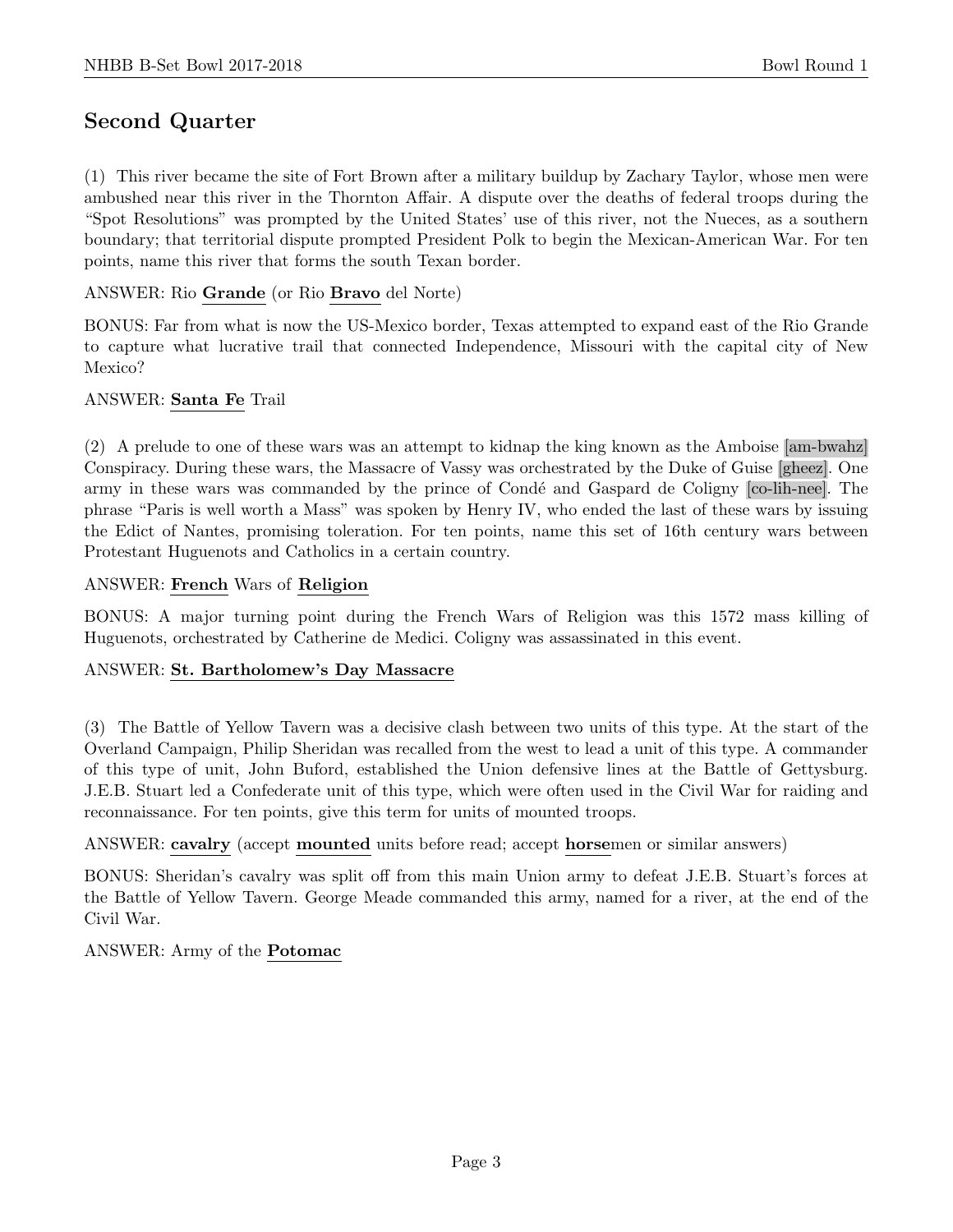## Second Quarter

(1) This river became the site of Fort Brown after a military buildup by Zachary Taylor, whose men were ambushed near this river in the Thornton Affair. A dispute over the deaths of federal troops during the "Spot Resolutions" was prompted by the United States' use of this river, not the Nueces, as a southern boundary; that territorial dispute prompted President Polk to begin the Mexican-American War. For ten points, name this river that forms the south Texan border.

ANSWER: Rio **Grande** (or Rio **Bravo** del Norte)

BONUS: Far from what is now the US-Mexico border, Texas attempted to expand east of the Rio Grande to capture what lucrative trail that connected Independence, Missouri with the capital city of New Mexico?

ANSWER: **Santa Fe** Trail

(2) A prelude to one of these wars was an attempt to kidnap the king known as the Amboise [am-bwahz] Conspiracy. During these wars, the Massacre of Vassy was orchestrated by the Duke of Guise [gheez]. One army in these wars was commanded by the prince of Condé and Gaspard de Coligny [co-lih-nee]. The phrase "Paris is well worth a Mass" was spoken by Henry IV, who ended the last of these wars by issuing the Edict of Nantes, promising toleration. For ten points, name this set of 16th century wars between Protestant Huguenots and Catholics in a certain country.

ANSWER: **French** Wars of **Religion**

BONUS: A major turning point during the French Wars of Religion was this 1572 mass killing of Huguenots, orchestrated by Catherine de Medici. Coligny was assassinated in this event.

ANSWER: **St. Bartholomew's Day Massacre**

(3) The Battle of Yellow Tavern was a decisive clash between two units of this type. At the start of the Overland Campaign, Philip Sheridan was recalled from the west to lead a unit of this type. A commander of this type of unit, John Buford, established the Union defensive lines at the Battle of Gettysburg. J.E.B. Stuart led a Confederate unit of this type, which were often used in the Civil War for raiding and reconnaissance. For ten points, give this term for units of mounted troops.

ANSWER: **cavalry** (accept **mounted** units before read; accept **horse**men or similar answers)

BONUS: Sheridan's cavalry was split off from this main Union army to defeat J.E.B. Stuart's forces at the Battle of Yellow Tavern. George Meade commanded this army, named for a river, at the end of the Civil War.

ANSWER: Army of the **Potomac**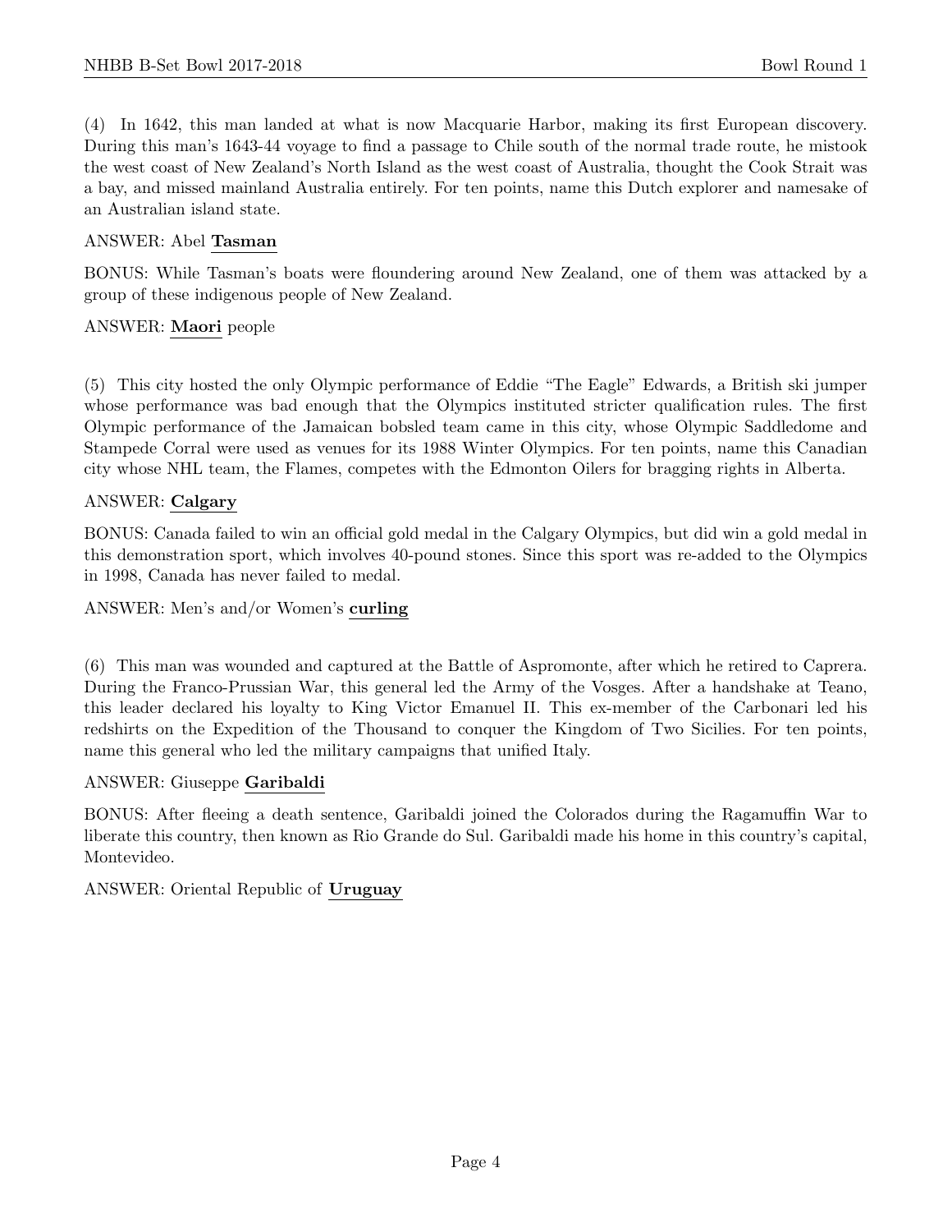(4) In 1642, this man landed at what is now Macquarie Harbor, making its first European discovery. During this man's 1643-44 voyage to find a passage to Chile south of the normal trade route, he mistook the west coast of New Zealand's North Island as the west coast of Australia, thought the Cook Strait was a bay, and missed mainland Australia entirely. For ten points, name this Dutch explorer and namesake of an Australian island state.

ANSWER: Abel **Tasman**

BONUS: While Tasman's boats were floundering around New Zealand, one of them was attacked by a group of these indigenous people of New Zealand.

ANSWER: **Maori** people

(5) This city hosted the only Olympic performance of Eddie "The Eagle" Edwards, a British ski jumper whose performance was bad enough that the Olympics instituted stricter qualification rules. The first Olympic performance of the Jamaican bobsled team came in this city, whose Olympic Saddledome and Stampede Corral were used as venues for its 1988 Winter Olympics. For ten points, name this Canadian city whose NHL team, the Flames, competes with the Edmonton Oilers for bragging rights in Alberta.

ANSWER: **Calgary**

BONUS: Canada failed to win an official gold medal in the Calgary Olympics, but did win a gold medal in this demonstration sport, which involves 40-pound stones. Since this sport was re-added to the Olympics in 1998, Canada has never failed to medal.

ANSWER: Men's and/or Women's **curling**

(6) This man was wounded and captured at the Battle of Aspromonte, after which he retired to Caprera. During the Franco-Prussian War, this general led the Army of the Vosges. After a handshake at Teano, this leader declared his loyalty to King Victor Emanuel II. This ex-member of the Carbonari led his redshirts on the Expedition of the Thousand to conquer the Kingdom of Two Sicilies. For ten points, name this general who led the military campaigns that unified Italy.

ANSWER: Giuseppe **Garibaldi**

BONUS: After fleeing a death sentence, Garibaldi joined the Colorados during the Ragamuffin War to liberate this country, then known as Rio Grande do Sul. Garibaldi made his home in this country's capital, Montevideo.

ANSWER: Oriental Republic of **Uruguay**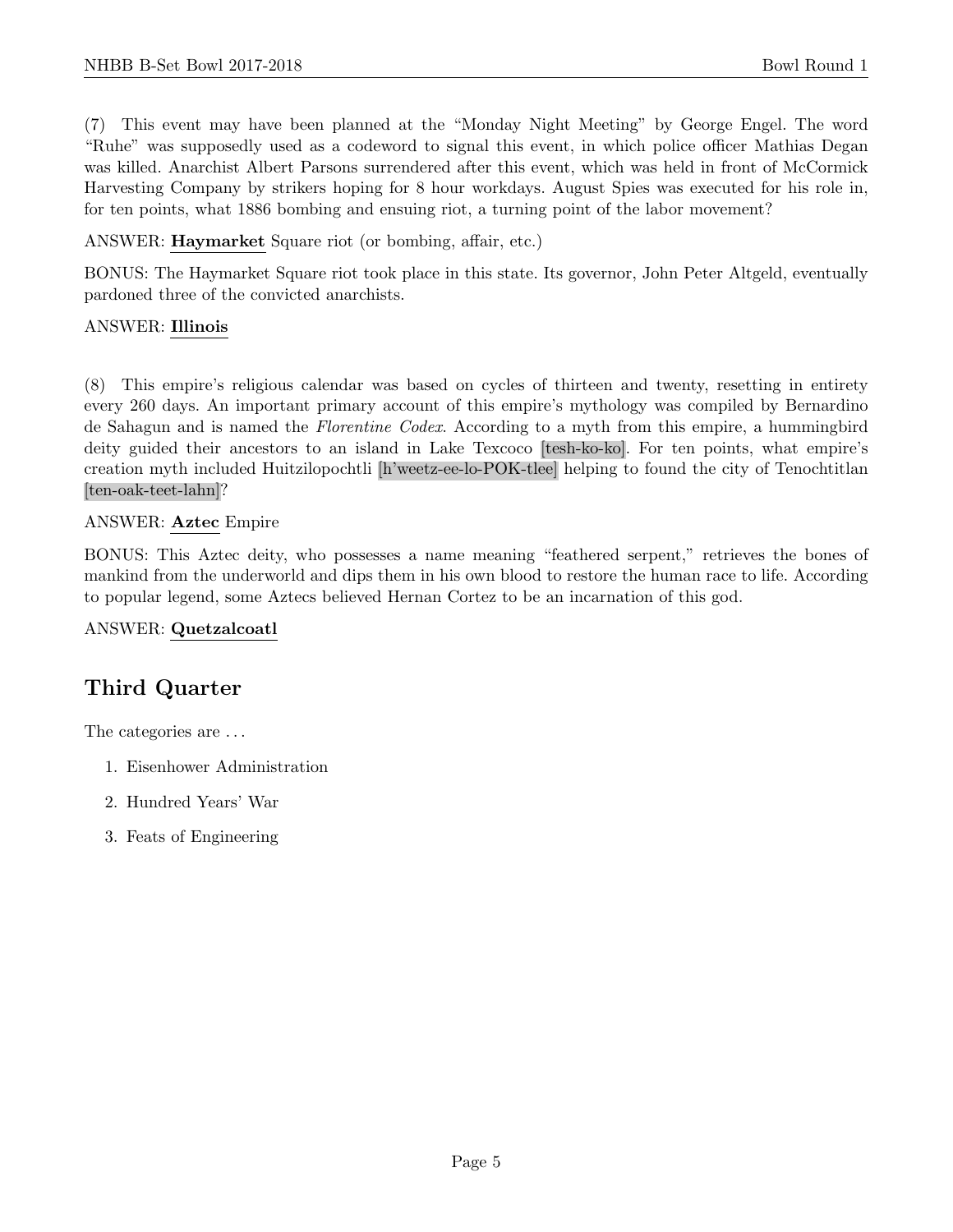(7) This event may have been planned at the "Monday Night Meeting" by George Engel. The word "Ruhe" was supposedly used as a codeword to signal this event, in which police officer Mathias Degan was killed. Anarchist Albert Parsons surrendered after this event, which was held in front of McCormick Harvesting Company by strikers hoping for 8 hour workdays. August Spies was executed for his role in, for ten points, what 1886 bombing and ensuing riot, a turning point of the labor movement?

ANSWER: **Haymarket** Square riot (or bombing, affair, etc.)

BONUS: The Haymarket Square riot took place in this state. Its governor, John Peter Altgeld, eventually pardoned three of the convicted anarchists.

ANSWER: **Illinois**

(8) This empire's religious calendar was based on cycles of thirteen and twenty, resetting in entirety every 260 days. An important primary account of this empire's mythology was compiled by Bernardino de Sahagun and is named the *Florentine Codex*. According to a myth from this empire, a hummingbird deity guided their ancestors to an island in Lake Texcoco [tesh-ko-ko]. For ten points, what empire's creation myth included Huitzilopochtli [h'weetz-ee-lo-POK-tlee] helping to found the city of Tenochtitlan [ten-oak-teet-lahn]?

ANSWER: **Aztec** Empire

BONUS: This Aztec deity, who possesses a name meaning "feathered serpent," retrieves the bones of mankind from the underworld and dips them in his own blood to restore the human race to life. According to popular legend, some Aztecs believed Hernan Cortez to be an incarnation of this god.

ANSWER: **Quetzalcoatl**

## Third Quarter

The categories are ...

1. Eisenhower Administration
2. Hundred Years' War
3. Feats of Engineering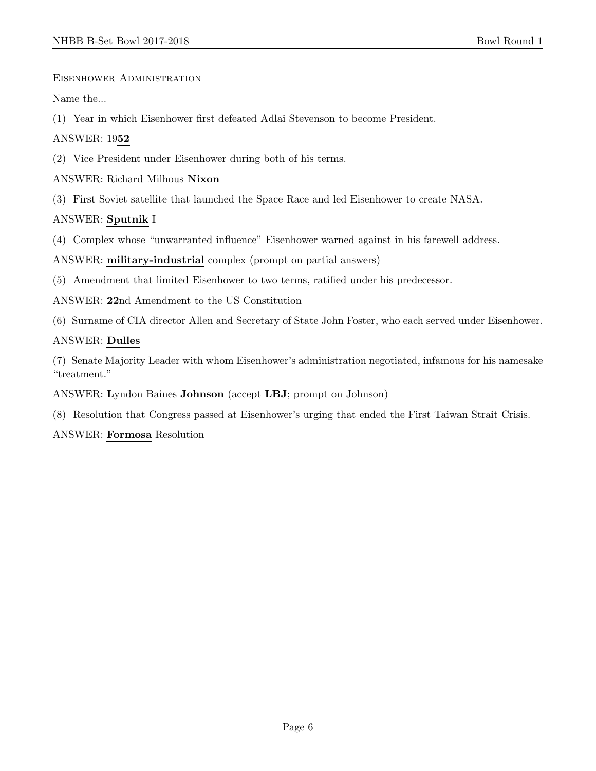Eisenhower Administration

Name the...

(1) Year in which Eisenhower first defeated Adlai Stevenson to become President.

ANSWER: 19**52**

(2) Vice President under Eisenhower during both of his terms.

ANSWER: Richard Milhous **Nixon**

(3) First Soviet satellite that launched the Space Race and led Eisenhower to create NASA.

ANSWER: **Sputnik** I

(4) Complex whose "unwarranted influence" Eisenhower warned against in his farewell address.

ANSWER: **military-industrial** complex (prompt on partial answers)

(5) Amendment that limited Eisenhower to two terms, ratified under his predecessor.

ANSWER: **22**nd Amendment to the US Constitution

(6) Surname of CIA director Allen and Secretary of State John Foster, who each served under Eisenhower.

ANSWER: **Dulles**

(7) Senate Majority Leader with whom Eisenhower's administration negotiated, infamous for his namesake "treatment."

ANSWER: **L**yndon Baines **Johnson** (accept **LBJ**; prompt on Johnson)

(8) Resolution that Congress passed at Eisenhower's urging that ended the First Taiwan Strait Crisis.

ANSWER: **Formosa** Resolution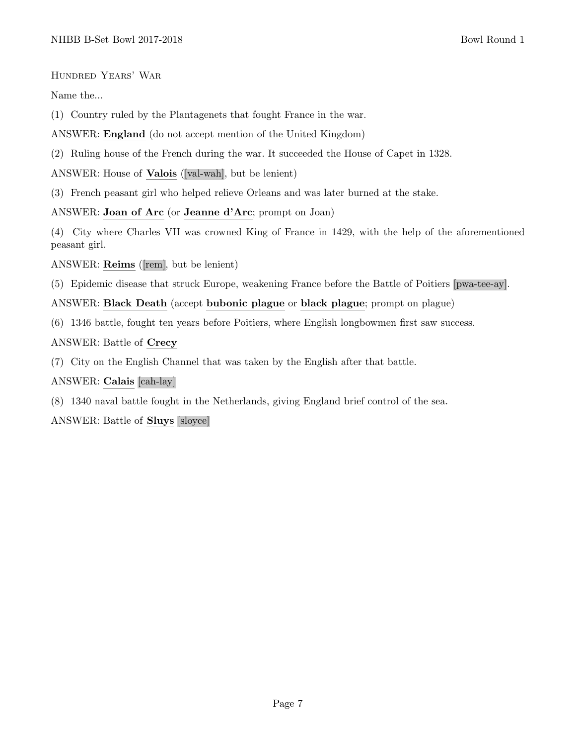Hundred Years' War

Name the...

(1) Country ruled by the Plantagenets that fought France in the war.

ANSWER: **England** (do not accept mention of the United Kingdom)

(2) Ruling house of the French during the war. It succeeded the House of Capet in 1328.

ANSWER: House of **Valois** ([val-wah], but be lenient)

(3) French peasant girl who helped relieve Orleans and was later burned at the stake.

ANSWER: **Joan of Arc** (or **Jeanne d'Arc**; prompt on Joan)

(4) City where Charles VII was crowned King of France in 1429, with the help of the aforementioned peasant girl.

ANSWER: **Reims** ([rem], but be lenient)

(5) Epidemic disease that struck Europe, weakening France before the Battle of Poitiers [pwa-tee-ay].

ANSWER: **Black Death** (accept **bubonic plague** or **black plague**; prompt on plague)

(6) 1346 battle, fought ten years before Poitiers, where English longbowmen first saw success.

ANSWER: Battle of **Crecy**

(7) City on the English Channel that was taken by the English after that battle.

ANSWER: **Calais** [cah-lay]

(8) 1340 naval battle fought in the Netherlands, giving England brief control of the sea.

ANSWER: Battle of **Sluys** [sloyce]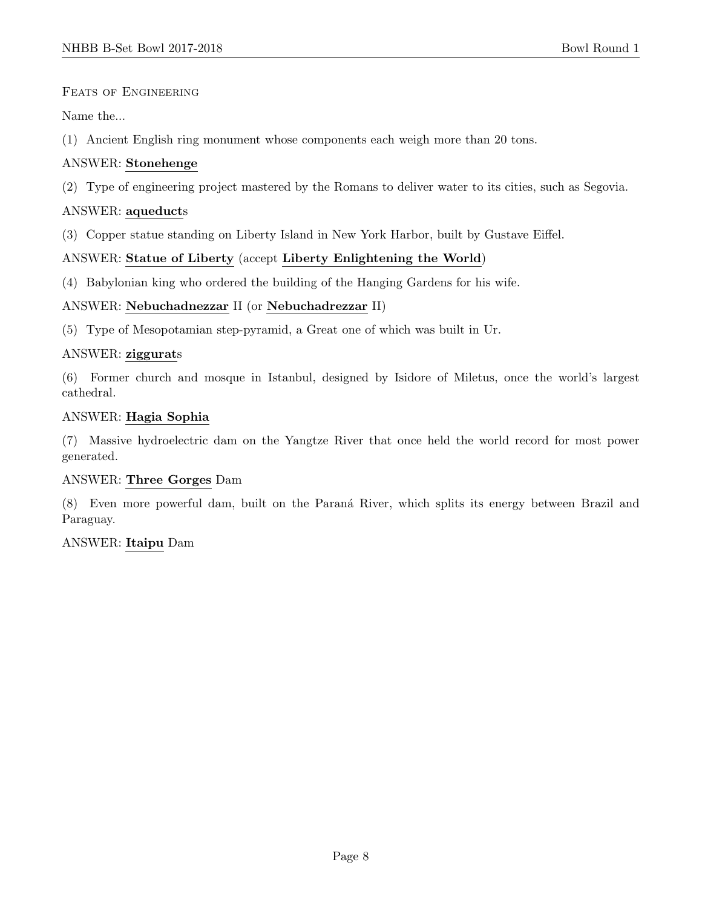Feats of Engineering

Name the...

(1) Ancient English ring monument whose components each weigh more than 20 tons.

ANSWER: **Stonehenge**

(2) Type of engineering project mastered by the Romans to deliver water to its cities, such as Segovia.

ANSWER: **aqueduct**s

(3) Copper statue standing on Liberty Island in New York Harbor, built by Gustave Eiffel.

ANSWER: **Statue of Liberty** (accept **Liberty Enlightening the World**)

(4) Babylonian king who ordered the building of the Hanging Gardens for his wife.

ANSWER: **Nebuchadnezzar** II (or **Nebuchadrezzar** II)

(5) Type of Mesopotamian step-pyramid, a Great one of which was built in Ur.

ANSWER: **ziggurat**s

(6) Former church and mosque in Istanbul, designed by Isidore of Miletus, once the world's largest cathedral.

ANSWER: **Hagia Sophia**

(7) Massive hydroelectric dam on the Yangtze River that once held the world record for most power generated.

ANSWER: **Three Gorges** Dam

(8) Even more powerful dam, built on the Paraná River, which splits its energy between Brazil and Paraguay.

ANSWER: **Itaipu** Dam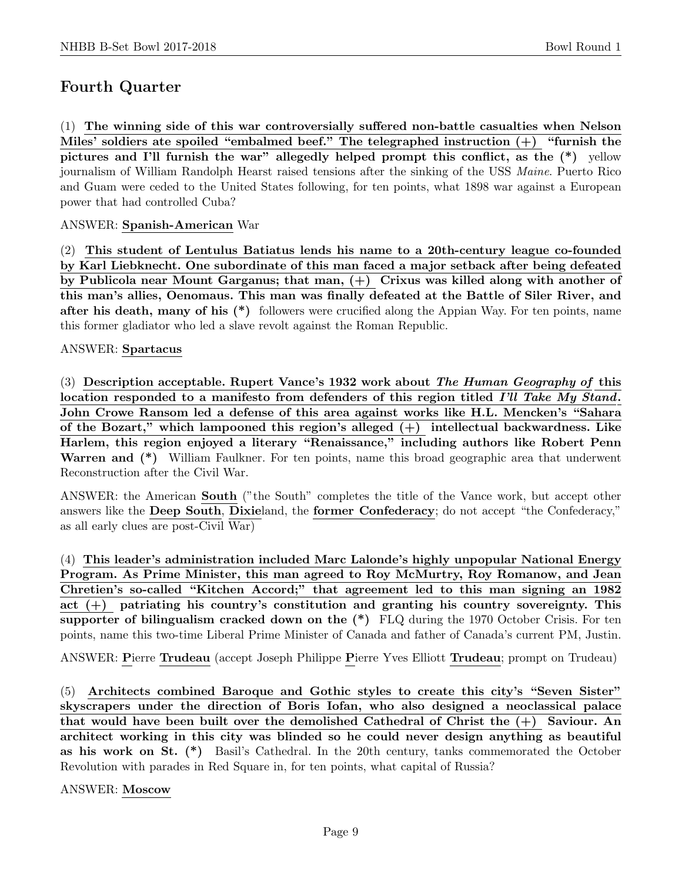## Fourth Quarter

(1) **The winning side of this war controversially suffered non-battle casualties when Nelson Miles' soldiers ate spoiled "embalmed beef." The telegraphed instruction (+) "furnish the pictures and I'll furnish the war" allegedly helped prompt this conflict, as the (*)** yellow journalism of William Randolph Hearst raised tensions after the sinking of the USS *Maine*. Puerto Rico and Guam were ceded to the United States following, for ten points, what 1898 war against a European power that had controlled Cuba?

ANSWER: **Spanish-American** War

(2) **This student of Lentulus Batiatus lends his name to a 20th-century league co-founded by Karl Liebknecht. One subordinate of this man faced a major setback after being defeated by Publicola near Mount Garganus; that man, (+) Crixus was killed along with another of this man's allies, Oenomaus. This man was finally defeated at the Battle of Siler River, and after his death, many of his (*)** followers were crucified along the Appian Way. For ten points, name this former gladiator who led a slave revolt against the Roman Republic.

ANSWER: **Spartacus**

(3) **Description acceptable. Rupert Vance's 1932 work about *The Human Geography of* this location responded to a manifesto from defenders of this region titled *I'll Take My Stand*. John Crowe Ransom led a defense of this area against works like H.L. Mencken's "Sahara of the Bozart," which lampooned this region's alleged (+) intellectual backwardness. Like Harlem, this region enjoyed a literary "Renaissance," including authors like Robert Penn Warren and (*)** William Faulkner. For ten points, name this broad geographic area that underwent Reconstruction after the Civil War.

ANSWER: the American **South** ("the South" completes the title of the Vance work, but accept other answers like the **Deep South**, **Dixie**land, the **former Confederacy**; do not accept "the Confederacy," as all early clues are post-Civil War)

(4) **This leader's administration included Marc Lalonde's highly unpopular National Energy Program. As Prime Minister, this man agreed to Roy McMurtry, Roy Romanow, and Jean Chretien's so-called "Kitchen Accord;" that agreement led to this man signing an 1982 act (+) patriating his country's constitution and granting his country sovereignty. This supporter of bilingualism cracked down on the (*)** FLQ during the 1970 October Crisis. For ten points, name this two-time Liberal Prime Minister of Canada and father of Canada's current PM, Justin.

ANSWER: **P**ierre **Trudeau** (accept Joseph Philippe **P**ierre Yves Elliott **Trudeau**; prompt on Trudeau)

(5) **Architects combined Baroque and Gothic styles to create this city's "Seven Sister" skyscrapers under the direction of Boris Iofan, who also designed a neoclassical palace that would have been built over the demolished Cathedral of Christ the (+) Saviour. An architect working in this city was blinded so he could never design anything as beautiful as his work on St. (*)** Basil's Cathedral. In the 20th century, tanks commemorated the October Revolution with parades in Red Square in, for ten points, what capital of Russia?

ANSWER: **Moscow**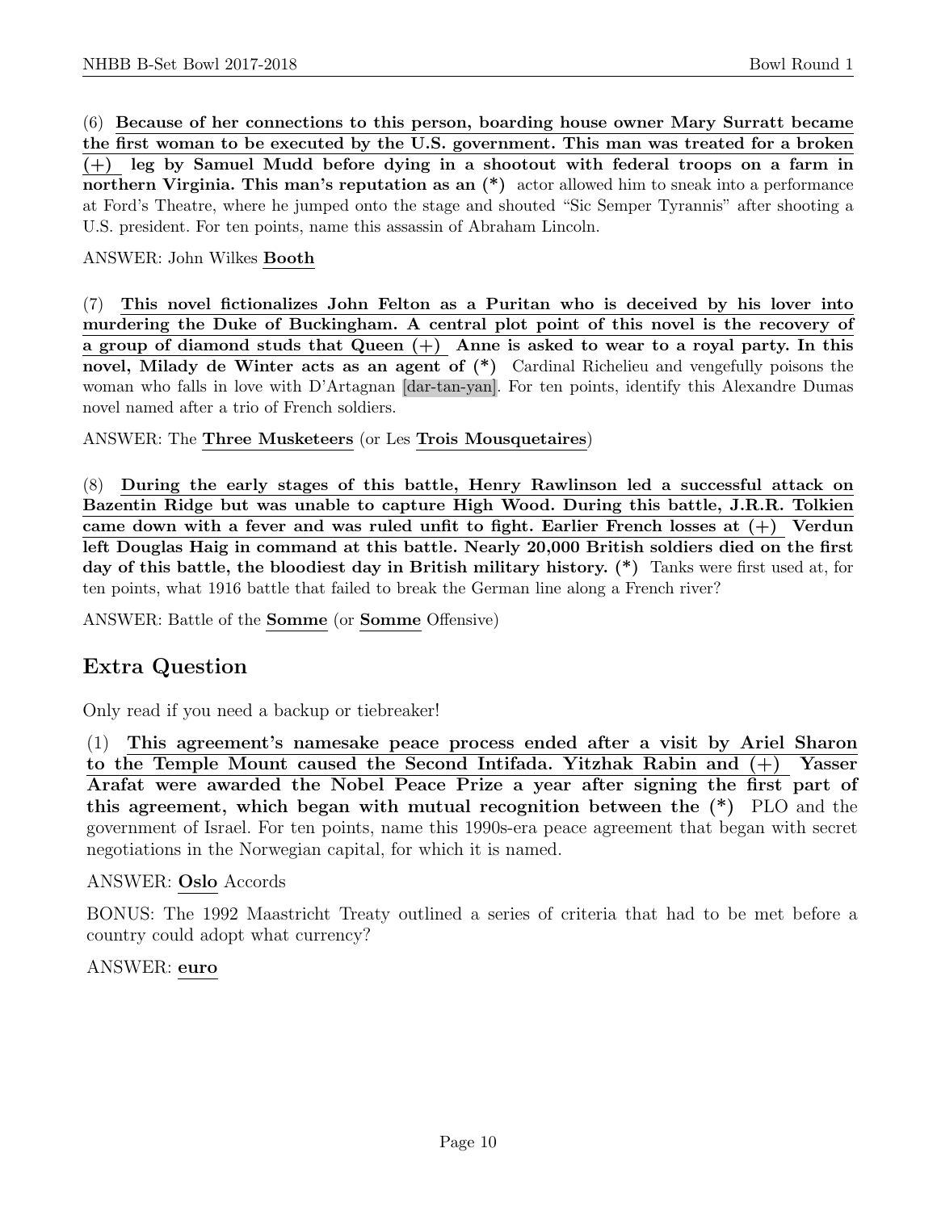(6) **Because of her connections to this person, boarding house owner Mary Surratt became the first woman to be executed by the U.S. government. This man was treated for a broken (+) leg by Samuel Mudd before dying in a shootout with federal troops on a farm in northern Virginia. This man's reputation as an (*)** actor allowed him to sneak into a performance at Ford's Theatre, where he jumped onto the stage and shouted "Sic Semper Tyrannis" after shooting a U.S. president. For ten points, name this assassin of Abraham Lincoln.

ANSWER: John Wilkes **Booth**

(7) **This novel fictionalizes John Felton as a Puritan who is deceived by his lover into murdering the Duke of Buckingham. A central plot point of this novel is the recovery of a group of diamond studs that Queen (+) Anne is asked to wear to a royal party. In this novel, Milady de Winter acts as an agent of (*)** Cardinal Richelieu and vengefully poisons the woman who falls in love with D'Artagnan [dar-tan-yan]. For ten points, identify this Alexandre Dumas novel named after a trio of French soldiers.

ANSWER: The **Three Musketeers** (or Les **Trois Mousquetaires**)

(8) **During the early stages of this battle, Henry Rawlinson led a successful attack on Bazentin Ridge but was unable to capture High Wood. During this battle, J.R.R. Tolkien came down with a fever and was ruled unfit to fight. Earlier French losses at (+) Verdun left Douglas Haig in command at this battle. Nearly 20,000 British soldiers died on the first day of this battle, the bloodiest day in British military history. (*)** Tanks were first used at, for ten points, what 1916 battle that failed to break the German line along a French river?

ANSWER: Battle of the **Somme** (or **Somme** Offensive)

## Extra Question

Only read if you need a backup or tiebreaker!

(1) **This agreement's namesake peace process ended after a visit by Ariel Sharon to the Temple Mount caused the Second Intifada. Yitzhak Rabin and (+) Yasser Arafat were awarded the Nobel Peace Prize a year after signing the first part of this agreement, which began with mutual recognition between the (*)** PLO and the government of Israel. For ten points, name this 1990s-era peace agreement that began with secret negotiations in the Norwegian capital, for which it is named.

ANSWER: **Oslo** Accords

BONUS: The 1992 Maastricht Treaty outlined a series of criteria that had to be met before a country could adopt what currency?

ANSWER: **euro**